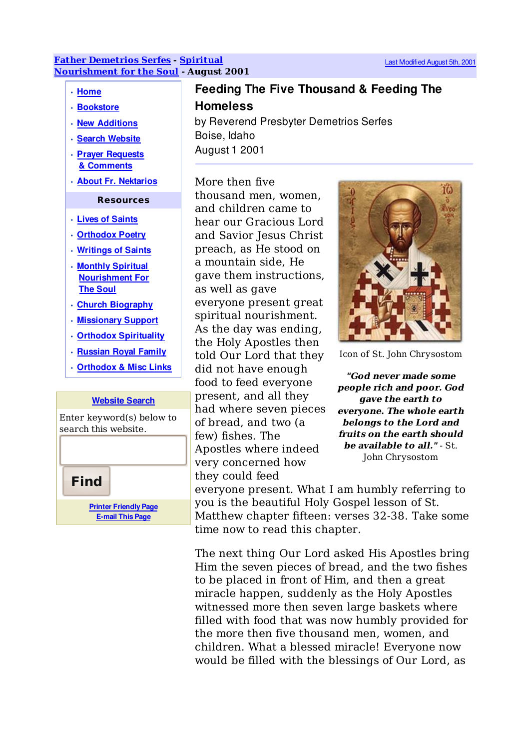**Father Demetrios Serfes** - **Spiritual Nourishment for the Soul** - August 2001

Last Modified August 5th, 2001

- Home
- Bookstore
- New Additions
- Search Website
- Prayer Requests & Comments
- About Fr. Nektarios

**Resources**

- Lives of Saints
- Orthodox Poetry
- Writings of Saints
- Monthly Spiritual Nourishment For The Soul
- Church Biography
- Missionary Support
- Orthodox Spirituality
- Russian Royal Family
- Orthodox & Misc Links

**Website Search**

Enter keyword(s) below to search this website.

Find

Printer Friendly Page
E-mail This Page

# Feeding The Five Thousand & Feeding The Homeless

by Reverend Presbyter Demetrios Serfes
Boise, Idaho
August 1 2001

---

Icon of St. John Chrysostom

***"God never made some people rich and poor. God gave the earth to everyone. The whole earth belongs to the Lord and fruits on the earth should be available to all."*** - St. John Chrysostom

More then five thousand men, women, and children came to hear our Gracious Lord and Savior Jesus Christ preach, as He stood on a mountain side, He gave them instructions, as well as gave everyone present great spiritual nourishment. As the day was ending, the Holy Apostles then told Our Lord that they did not have enough food to feed everyone present, and all they had where seven pieces of bread, and two (a few) fishes. The Apostles where indeed very concerned how they could feed everyone present. What I am humbly referring to you is the beautiful Holy Gospel lesson of St. Matthew chapter fifteen: verses 32-38. Take some time now to read this chapter.

The next thing Our Lord asked His Apostles bring Him the seven pieces of bread, and the two fishes to be placed in front of Him, and then a great miracle happen, suddenly as the Holy Apostles witnessed more then seven large baskets where filled with food that was now humbly provided for the more then five thousand men, women, and children. What a blessed miracle! Everyone now would be filled with the blessings of Our Lord, as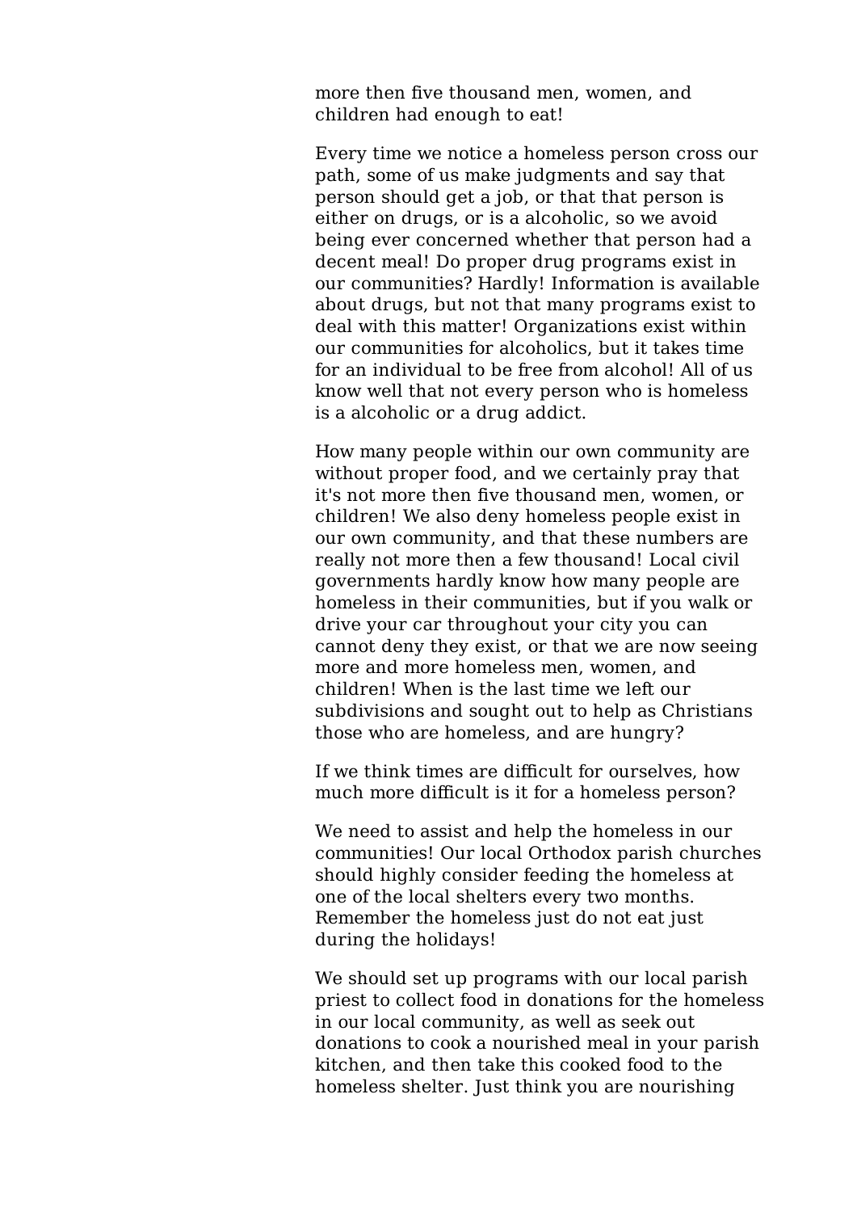more then five thousand men, women, and children had enough to eat!

Every time we notice a homeless person cross our path, some of us make judgments and say that person should get a job, or that that person is either on drugs, or is a alcoholic, so we avoid being ever concerned whether that person had a decent meal! Do proper drug programs exist in our communities? Hardly! Information is available about drugs, but not that many programs exist to deal with this matter! Organizations exist within our communities for alcoholics, but it takes time for an individual to be free from alcohol! All of us know well that not every person who is homeless is a alcoholic or a drug addict.

How many people within our own community are without proper food, and we certainly pray that it's not more then five thousand men, women, or children! We also deny homeless people exist in our own community, and that these numbers are really not more then a few thousand! Local civil governments hardly know how many people are homeless in their communities, but if you walk or drive your car throughout your city you can cannot deny they exist, or that we are now seeing more and more homeless men, women, and children! When is the last time we left our subdivisions and sought out to help as Christians those who are homeless, and are hungry?

If we think times are difficult for ourselves, how much more difficult is it for a homeless person?

We need to assist and help the homeless in our communities! Our local Orthodox parish churches should highly consider feeding the homeless at one of the local shelters every two months. Remember the homeless just do not eat just during the holidays!

We should set up programs with our local parish priest to collect food in donations for the homeless in our local community, as well as seek out donations to cook a nourished meal in your parish kitchen, and then take this cooked food to the homeless shelter. Just think you are nourishing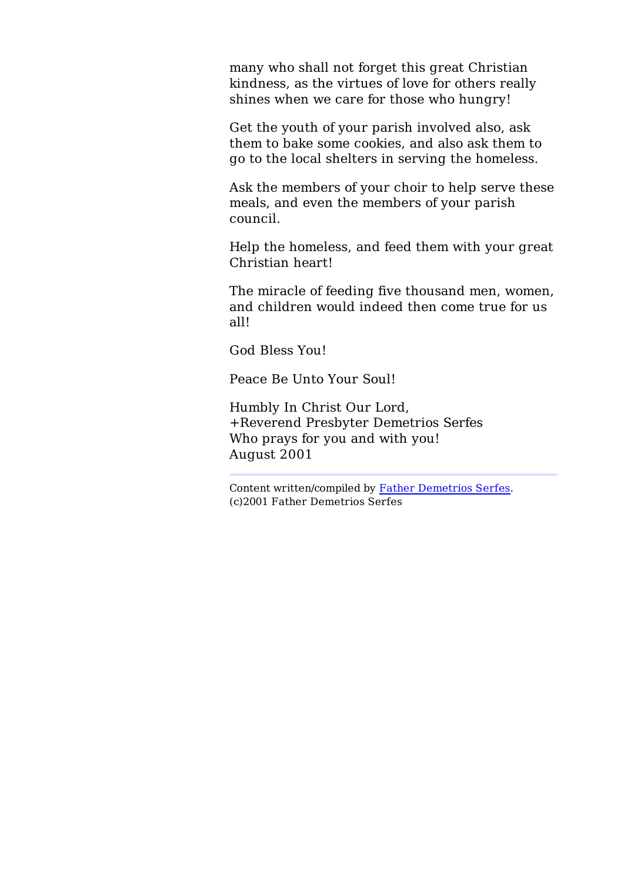many who shall not forget this great Christian kindness, as the virtues of love for others really shines when we care for those who hungry!

Get the youth of your parish involved also, ask them to bake some cookies, and also ask them to go to the local shelters in serving the homeless.

Ask the members of your choir to help serve these meals, and even the members of your parish council.

Help the homeless, and feed them with your great Christian heart!

The miracle of feeding five thousand men, women, and children would indeed then come true for us all!

God Bless You!

Peace Be Unto Your Soul!

Humbly In Christ Our Lord,
+Reverend Presbyter Demetrios Serfes
Who prays for you and with you!
August 2001

---

Content written/compiled by Father Demetrios Serfes.
(c)2001 Father Demetrios Serfes